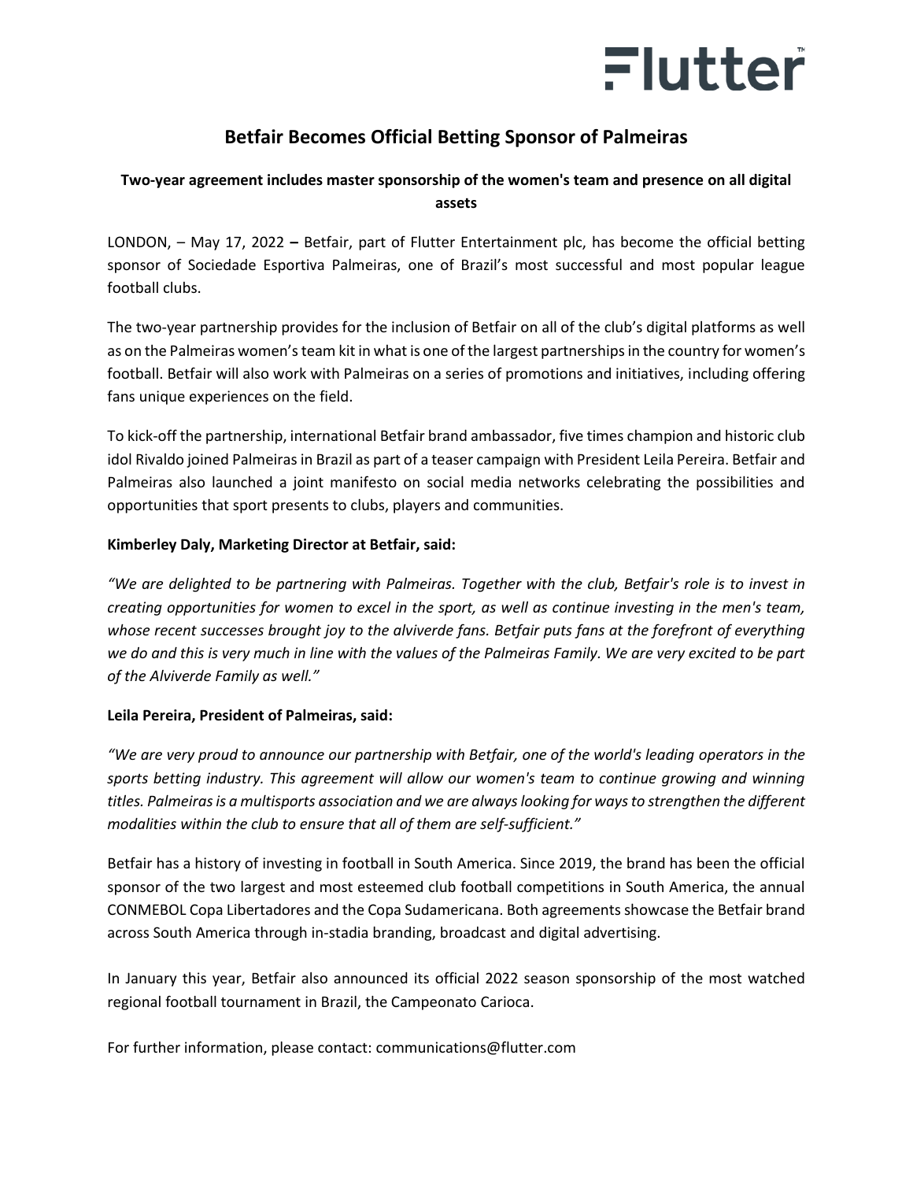# Betfair Becomes Official Betting Sponsor of Palmeiras

## Two-year agreement includes master sponsorship of the women's team and presence on all digital assets

LONDON, – May 17, 2022 **–** Betfair, part of Flutter Entertainment plc, has become the official betting sponsor of Sociedade Esportiva Palmeiras, one of Brazil's most successful and most popular league football clubs.

The two-year partnership provides for the inclusion of Betfair on all of the club's digital platforms as well as on the Palmeiras women's team kit in what is one of the largest partnerships in the country for women's football. Betfair will also work with Palmeiras on a series of promotions and initiatives, including offering fans unique experiences on the field.

To kick-off the partnership, international Betfair brand ambassador, five times champion and historic club idol Rivaldo joined Palmeiras in Brazil as part of a teaser campaign with President Leila Pereira. Betfair and Palmeiras also launched a joint manifesto on social media networks celebrating the possibilities and opportunities that sport presents to clubs, players and communities.

**Kimberley Daly, Marketing Director at Betfair, said:**

*"We are delighted to be partnering with Palmeiras. Together with the club, Betfair's role is to invest in creating opportunities for women to excel in the sport, as well as continue investing in the men's team, whose recent successes brought joy to the alviverde fans. Betfair puts fans at the forefront of everything we do and this is very much in line with the values of the Palmeiras Family. We are very excited to be part of the Alviverde Family as well."*

**Leila Pereira, President of Palmeiras, said:**

*"We are very proud to announce our partnership with Betfair, one of the world's leading operators in the sports betting industry. This agreement will allow our women's team to continue growing and winning titles. Palmeiras is a multisports association and we are always looking for ways to strengthen the different modalities within the club to ensure that all of them are self-sufficient."*

Betfair has a history of investing in football in South America. Since 2019, the brand has been the official sponsor of the two largest and most esteemed club football competitions in South America, the annual CONMEBOL Copa Libertadores and the Copa Sudamericana. Both agreements showcase the Betfair brand across South America through in-stadia branding, broadcast and digital advertising.

In January this year, Betfair also announced its official 2022 season sponsorship of the most watched regional football tournament in Brazil, the Campeonato Carioca.

For further information, please contact: communications@flutter.com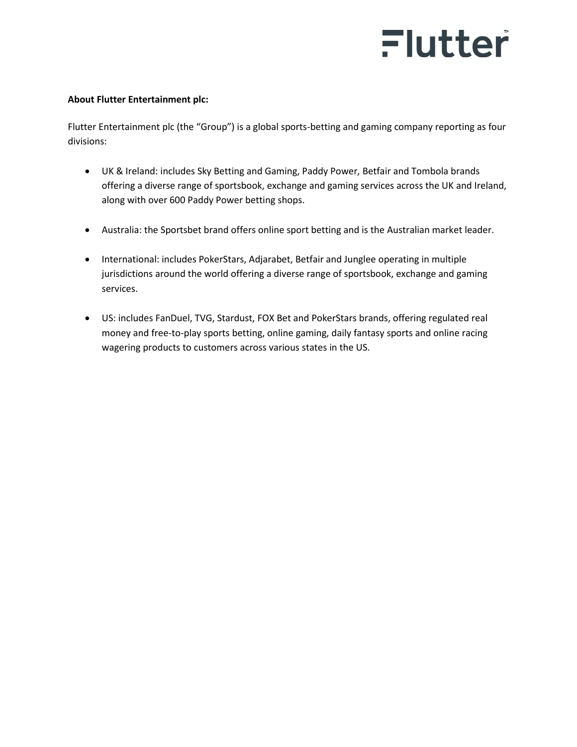**About Flutter Entertainment plc:**

Flutter Entertainment plc (the "Group") is a global sports-betting and gaming company reporting as four divisions:

- UK & Ireland: includes Sky Betting and Gaming, Paddy Power, Betfair and Tombola brands offering a diverse range of sportsbook, exchange and gaming services across the UK and Ireland, along with over 600 Paddy Power betting shops.

- Australia: the Sportsbet brand offers online sport betting and is the Australian market leader.

- International: includes PokerStars, Adjarabet, Betfair and Junglee operating in multiple jurisdictions around the world offering a diverse range of sportsbook, exchange and gaming services.

- US: includes FanDuel, TVG, Stardust, FOX Bet and PokerStars brands, offering regulated real money and free-to-play sports betting, online gaming, daily fantasy sports and online racing wagering products to customers across various states in the US.